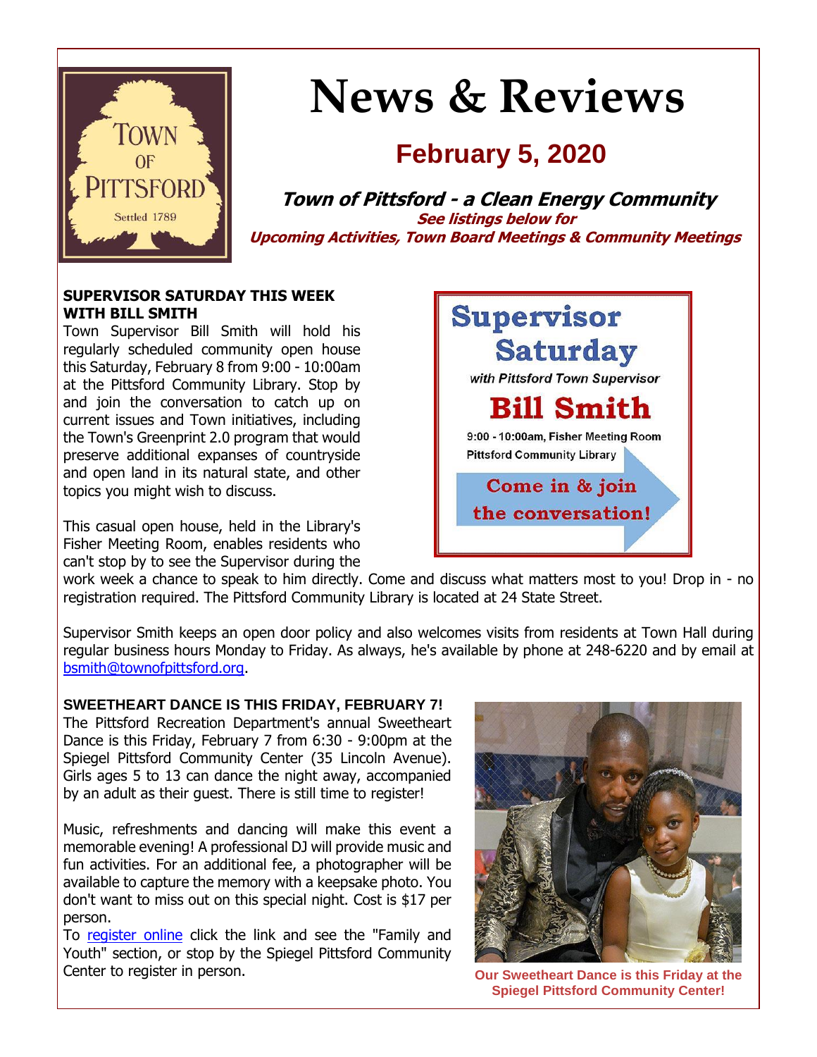# News & Reviews

## February 5, 2020

**Town of Pittsford - a Clean Energy Community**

**See listings below for**
**Upcoming Activities, Town Board Meetings & Community Meetings**

### SUPERVISOR SATURDAY THIS WEEK WITH BILL SMITH

Town Supervisor Bill Smith will hold his regularly scheduled community open house this Saturday, February 8 from 9:00 - 10:00am at the Pittsford Community Library. Stop by and join the conversation to catch up on current issues and Town initiatives, including the Town's Greenprint 2.0 program that would preserve additional expanses of countryside and open land in its natural state, and other topics you might wish to discuss.

This casual open house, held in the Library's Fisher Meeting Room, enables residents who can't stop by to see the Supervisor during the work week a chance to speak to him directly. Come and discuss what matters most to you! Drop in - no registration required. The Pittsford Community Library is located at 24 State Street.

Supervisor Smith keeps an open door policy and also welcomes visits from residents at Town Hall during regular business hours Monday to Friday. As always, he's available by phone at 248-6220 and by email at bsmith@townofpittsford.org.

### SWEETHEART DANCE IS THIS FRIDAY, FEBRUARY 7!

The Pittsford Recreation Department's annual Sweetheart Dance is this Friday, February 7 from 6:30 - 9:00pm at the Spiegel Pittsford Community Center (35 Lincoln Avenue). Girls ages 5 to 13 can dance the night away, accompanied by an adult as their guest. There is still time to register!

Music, refreshments and dancing will make this event a memorable evening! A professional DJ will provide music and fun activities. For an additional fee, a photographer will be available to capture the memory with a keepsake photo. You don't want to miss out on this special night. Cost is $17 per person.

To register online click the link and see the "Family and Youth" section, or stop by the Spiegel Pittsford Community Center to register in person.

Our Sweetheart Dance is this Friday at the Spiegel Pittsford Community Center!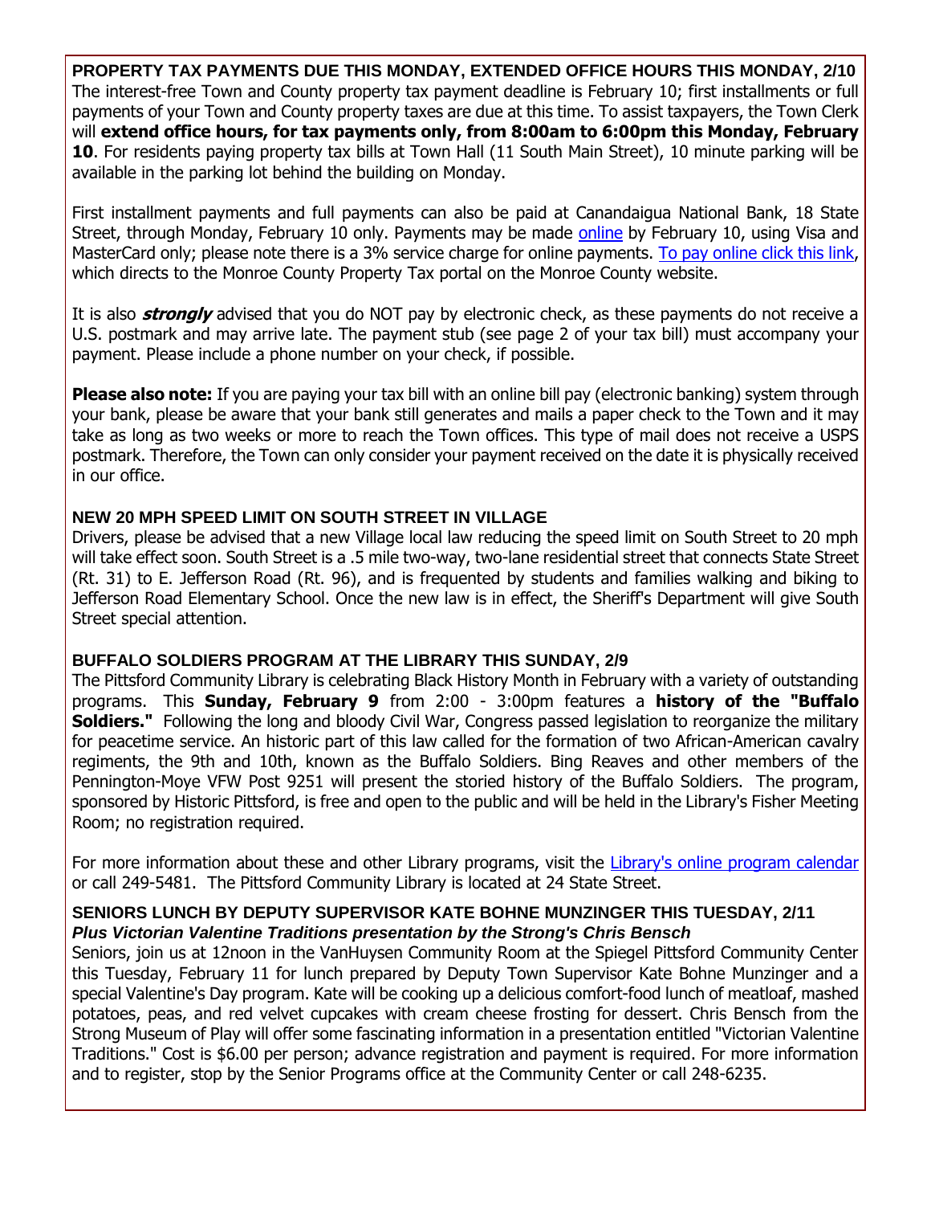### PROPERTY TAX PAYMENTS DUE THIS MONDAY, EXTENDED OFFICE HOURS THIS MONDAY, 2/10

The interest-free Town and County property tax payment deadline is February 10; first installments or full payments of your Town and County property taxes are due at this time. To assist taxpayers, the Town Clerk will **extend office hours, for tax payments only, from 8:00am to 6:00pm this Monday, February 10**. For residents paying property tax bills at Town Hall (11 South Main Street), 10 minute parking will be available in the parking lot behind the building on Monday.

First installment payments and full payments can also be paid at Canandaigua National Bank, 18 State Street, through Monday, February 10 only. Payments may be made online by February 10, using Visa and MasterCard only; please note there is a 3% service charge for online payments. To pay online click this link, which directs to the Monroe County Property Tax portal on the Monroe County website.

It is also ***strongly*** advised that you do NOT pay by electronic check, as these payments do not receive a U.S. postmark and may arrive late. The payment stub (see page 2 of your tax bill) must accompany your payment. Please include a phone number on your check, if possible.

**Please also note:** If you are paying your tax bill with an online bill pay (electronic banking) system through your bank, please be aware that your bank still generates and mails a paper check to the Town and it may take as long as two weeks or more to reach the Town offices. This type of mail does not receive a USPS postmark. Therefore, the Town can only consider your payment received on the date it is physically received in our office.

### NEW 20 MPH SPEED LIMIT ON SOUTH STREET IN VILLAGE

Drivers, please be advised that a new Village local law reducing the speed limit on South Street to 20 mph will take effect soon. South Street is a .5 mile two-way, two-lane residential street that connects State Street (Rt. 31) to E. Jefferson Road (Rt. 96), and is frequented by students and families walking and biking to Jefferson Road Elementary School. Once the new law is in effect, the Sheriff's Department will give South Street special attention.

### BUFFALO SOLDIERS PROGRAM AT THE LIBRARY THIS SUNDAY, 2/9

The Pittsford Community Library is celebrating Black History Month in February with a variety of outstanding programs. This **Sunday, February 9** from 2:00 - 3:00pm features a **history of the "Buffalo Soldiers."** Following the long and bloody Civil War, Congress passed legislation to reorganize the military for peacetime service. An historic part of this law called for the formation of two African-American cavalry regiments, the 9th and 10th, known as the Buffalo Soldiers. Bing Reaves and other members of the Pennington-Moye VFW Post 9251 will present the storied history of the Buffalo Soldiers. The program, sponsored by Historic Pittsford, is free and open to the public and will be held in the Library's Fisher Meeting Room; no registration required.

For more information about these and other Library programs, visit the Library's online program calendar or call 249-5481. The Pittsford Community Library is located at 24 State Street.

### SENIORS LUNCH BY DEPUTY SUPERVISOR KATE BOHNE MUNZINGER THIS TUESDAY, 2/11

***Plus Victorian Valentine Traditions presentation by the Strong's Chris Bensch***

Seniors, join us at 12noon in the VanHuysen Community Room at the Spiegel Pittsford Community Center this Tuesday, February 11 for lunch prepared by Deputy Town Supervisor Kate Bohne Munzinger and a special Valentine's Day program. Kate will be cooking up a delicious comfort-food lunch of meatloaf, mashed potatoes, peas, and red velvet cupcakes with cream cheese frosting for dessert. Chris Bensch from the Strong Museum of Play will offer some fascinating information in a presentation entitled "Victorian Valentine Traditions." Cost is $6.00 per person; advance registration and payment is required. For more information and to register, stop by the Senior Programs office at the Community Center or call 248-6235.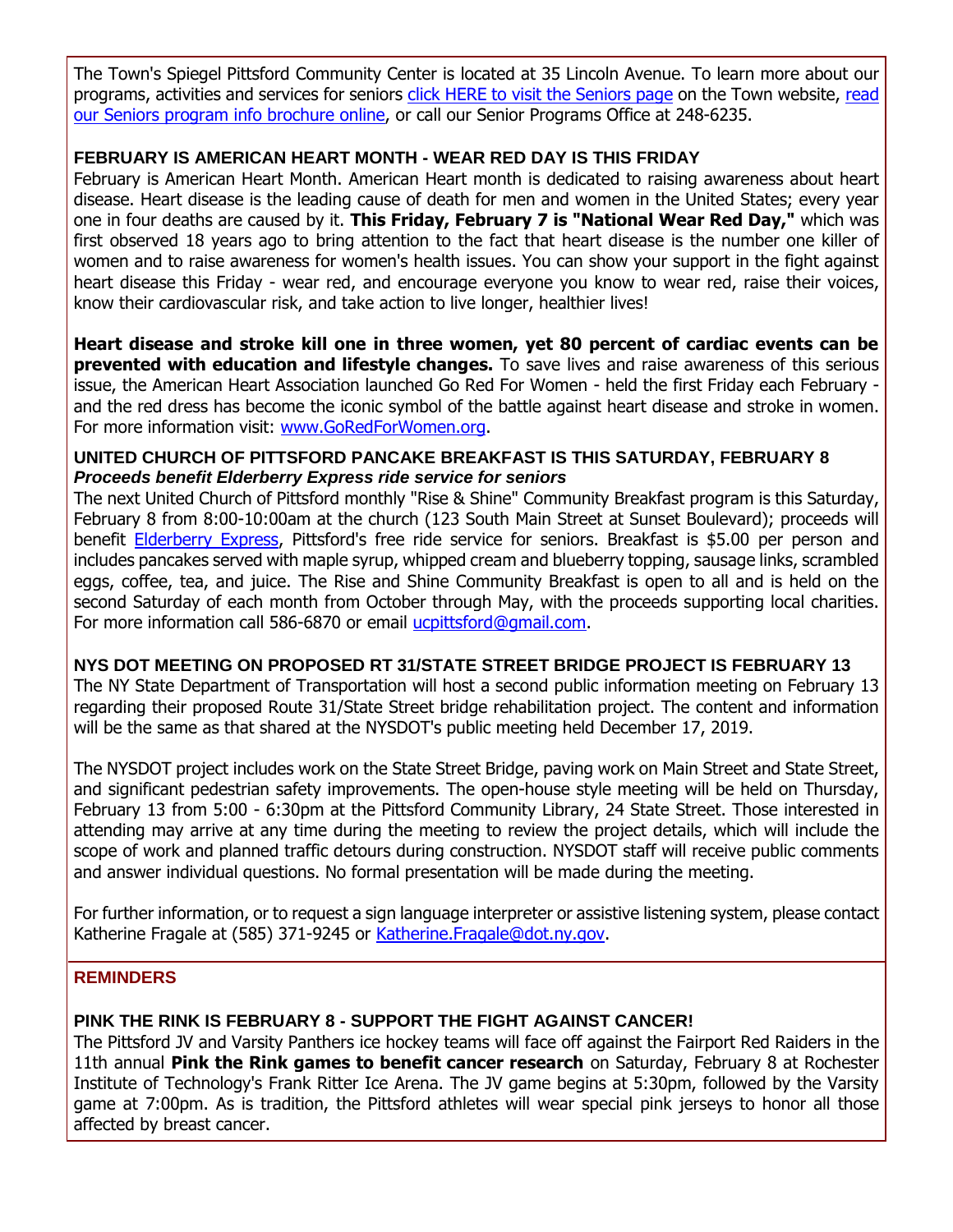The Town's Spiegel Pittsford Community Center is located at 35 Lincoln Avenue. To learn more about our programs, activities and services for seniors click HERE to visit the Seniors page on the Town website, read our Seniors program info brochure online, or call our Senior Programs Office at 248-6235.

### FEBRUARY IS AMERICAN HEART MONTH - WEAR RED DAY IS THIS FRIDAY

February is American Heart Month. American Heart month is dedicated to raising awareness about heart disease. Heart disease is the leading cause of death for men and women in the United States; every year one in four deaths are caused by it. **This Friday, February 7 is "National Wear Red Day,"** which was first observed 18 years ago to bring attention to the fact that heart disease is the number one killer of women and to raise awareness for women's health issues. You can show your support in the fight against heart disease this Friday - wear red, and encourage everyone you know to wear red, raise their voices, know their cardiovascular risk, and take action to live longer, healthier lives!

**Heart disease and stroke kill one in three women, yet 80 percent of cardiac events can be prevented with education and lifestyle changes.** To save lives and raise awareness of this serious issue, the American Heart Association launched Go Red For Women - held the first Friday each February - and the red dress has become the iconic symbol of the battle against heart disease and stroke in women. For more information visit: www.GoRedForWomen.org.

### UNITED CHURCH OF PITTSFORD PANCAKE BREAKFAST IS THIS SATURDAY, FEBRUARY 8

***Proceeds benefit Elderberry Express ride service for seniors***

The next United Church of Pittsford monthly "Rise & Shine" Community Breakfast program is this Saturday, February 8 from 8:00-10:00am at the church (123 South Main Street at Sunset Boulevard); proceeds will benefit Elderberry Express, Pittsford's free ride service for seniors. Breakfast is $5.00 per person and includes pancakes served with maple syrup, whipped cream and blueberry topping, sausage links, scrambled eggs, coffee, tea, and juice. The Rise and Shine Community Breakfast is open to all and is held on the second Saturday of each month from October through May, with the proceeds supporting local charities. For more information call 586-6870 or email ucpittsford@gmail.com.

### NYS DOT MEETING ON PROPOSED RT 31/STATE STREET BRIDGE PROJECT IS FEBRUARY 13

The NY State Department of Transportation will host a second public information meeting on February 13 regarding their proposed Route 31/State Street bridge rehabilitation project. The content and information will be the same as that shared at the NYSDOT's public meeting held December 17, 2019.

The NYSDOT project includes work on the State Street Bridge, paving work on Main Street and State Street, and significant pedestrian safety improvements. The open-house style meeting will be held on Thursday, February 13 from 5:00 - 6:30pm at the Pittsford Community Library, 24 State Street. Those interested in attending may arrive at any time during the meeting to review the project details, which will include the scope of work and planned traffic detours during construction. NYSDOT staff will receive public comments and answer individual questions. No formal presentation will be made during the meeting.

For further information, or to request a sign language interpreter or assistive listening system, please contact Katherine Fragale at (585) 371-9245 or Katherine.Fragale@dot.ny.gov.

## REMINDERS

### PINK THE RINK IS FEBRUARY 8 - SUPPORT THE FIGHT AGAINST CANCER!

The Pittsford JV and Varsity Panthers ice hockey teams will face off against the Fairport Red Raiders in the 11th annual **Pink the Rink games to benefit cancer research** on Saturday, February 8 at Rochester Institute of Technology's Frank Ritter Ice Arena. The JV game begins at 5:30pm, followed by the Varsity game at 7:00pm. As is tradition, the Pittsford athletes will wear special pink jerseys to honor all those affected by breast cancer.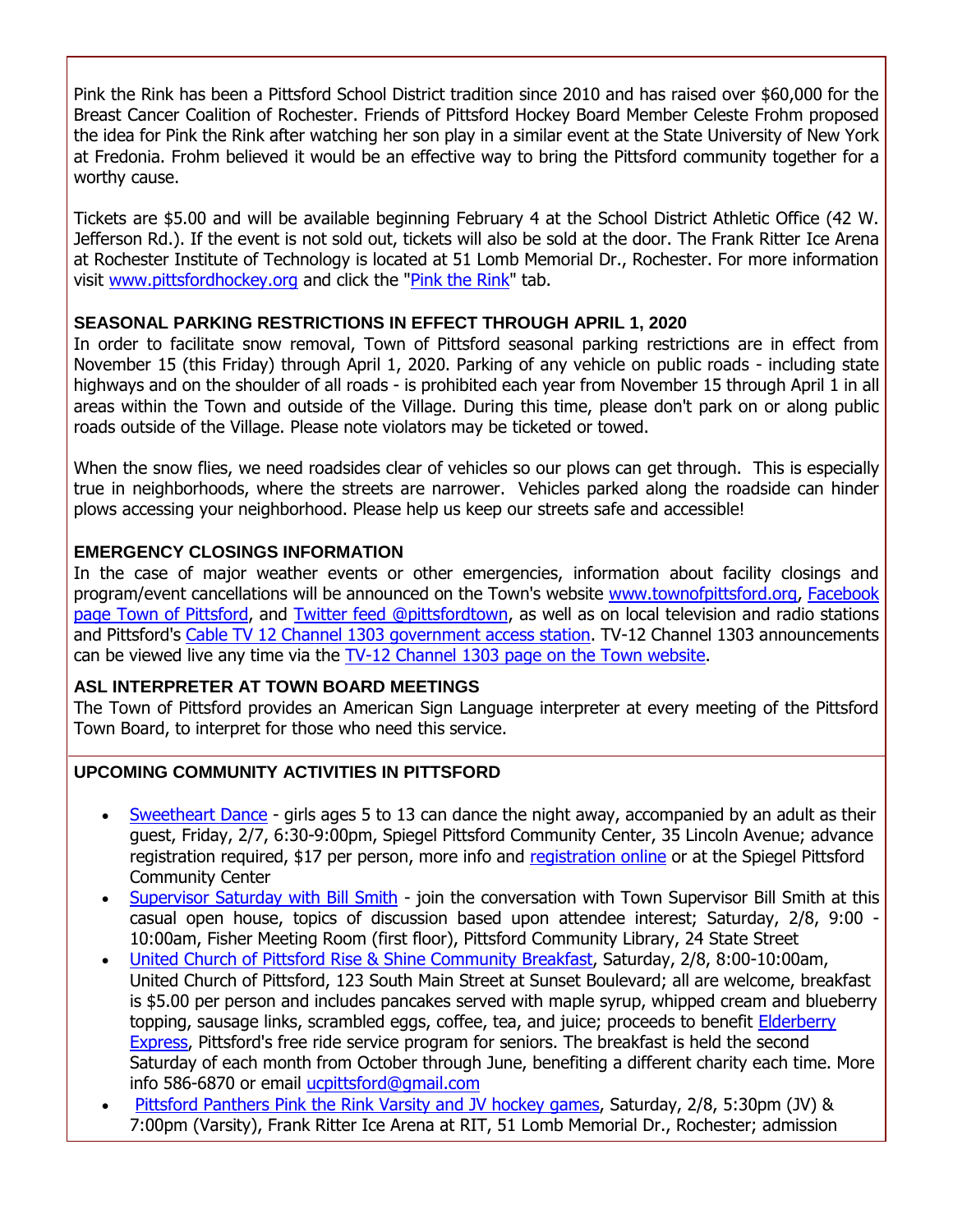Pink the Rink has been a Pittsford School District tradition since 2010 and has raised over $60,000 for the Breast Cancer Coalition of Rochester. Friends of Pittsford Hockey Board Member Celeste Frohm proposed the idea for Pink the Rink after watching her son play in a similar event at the State University of New York at Fredonia. Frohm believed it would be an effective way to bring the Pittsford community together for a worthy cause.

Tickets are $5.00 and will be available beginning February 4 at the School District Athletic Office (42 W. Jefferson Rd.). If the event is not sold out, tickets will also be sold at the door. The Frank Ritter Ice Arena at Rochester Institute of Technology is located at 51 Lomb Memorial Dr., Rochester. For more information visit www.pittsfordhockey.org and click the "Pink the Rink" tab.

### SEASONAL PARKING RESTRICTIONS IN EFFECT THROUGH APRIL 1, 2020

In order to facilitate snow removal, Town of Pittsford seasonal parking restrictions are in effect from November 15 (this Friday) through April 1, 2020. Parking of any vehicle on public roads - including state highways and on the shoulder of all roads - is prohibited each year from November 15 through April 1 in all areas within the Town and outside of the Village. During this time, please don't park on or along public roads outside of the Village. Please note violators may be ticketed or towed.

When the snow flies, we need roadsides clear of vehicles so our plows can get through. This is especially true in neighborhoods, where the streets are narrower. Vehicles parked along the roadside can hinder plows accessing your neighborhood. Please help us keep our streets safe and accessible!

### EMERGENCY CLOSINGS INFORMATION

In the case of major weather events or other emergencies, information about facility closings and program/event cancellations will be announced on the Town's website www.townofpittsford.org, Facebook page Town of Pittsford, and Twitter feed @pittsfordtown, as well as on local television and radio stations and Pittsford's Cable TV 12 Channel 1303 government access station. TV-12 Channel 1303 announcements can be viewed live any time via the TV-12 Channel 1303 page on the Town website.

### ASL INTERPRETER AT TOWN BOARD MEETINGS

The Town of Pittsford provides an American Sign Language interpreter at every meeting of the Pittsford Town Board, to interpret for those who need this service.

### UPCOMING COMMUNITY ACTIVITIES IN PITTSFORD

- Sweetheart Dance - girls ages 5 to 13 can dance the night away, accompanied by an adult as their guest, Friday, 2/7, 6:30-9:00pm, Spiegel Pittsford Community Center, 35 Lincoln Avenue; advance registration required, $17 per person, more info and registration online or at the Spiegel Pittsford Community Center
- Supervisor Saturday with Bill Smith - join the conversation with Town Supervisor Bill Smith at this casual open house, topics of discussion based upon attendee interest; Saturday, 2/8, 9:00 - 10:00am, Fisher Meeting Room (first floor), Pittsford Community Library, 24 State Street
- United Church of Pittsford Rise & Shine Community Breakfast, Saturday, 2/8, 8:00-10:00am, United Church of Pittsford, 123 South Main Street at Sunset Boulevard; all are welcome, breakfast is $5.00 per person and includes pancakes served with maple syrup, whipped cream and blueberry topping, sausage links, scrambled eggs, coffee, tea, and juice; proceeds to benefit Elderberry Express, Pittsford's free ride service program for seniors. The breakfast is held the second Saturday of each month from October through June, benefiting a different charity each time. More info 586-6870 or email ucpittsford@gmail.com
- Pittsford Panthers Pink the Rink Varsity and JV hockey games, Saturday, 2/8, 5:30pm (JV) & 7:00pm (Varsity), Frank Ritter Ice Arena at RIT, 51 Lomb Memorial Dr., Rochester; admission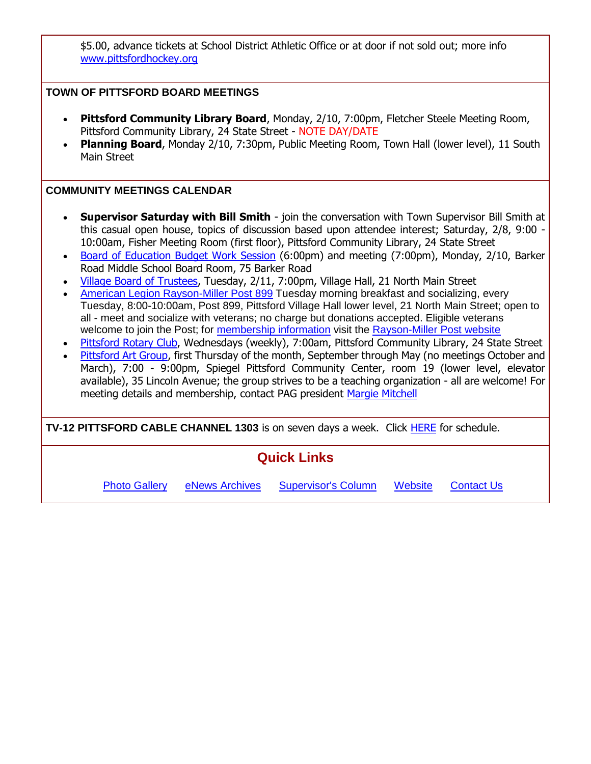$5.00, advance tickets at School District Athletic Office or at door if not sold out; more info www.pittsfordhockey.org

**TOWN OF PITTSFORD BOARD MEETINGS**

- **Pittsford Community Library Board**, Monday, 2/10, 7:00pm, Fletcher Steele Meeting Room, Pittsford Community Library, 24 State Street - NOTE DAY/DATE
- **Planning Board**, Monday 2/10, 7:30pm, Public Meeting Room, Town Hall (lower level), 11 South Main Street

**COMMUNITY MEETINGS CALENDAR**

- **Supervisor Saturday with Bill Smith** - join the conversation with Town Supervisor Bill Smith at this casual open house, topics of discussion based upon attendee interest; Saturday, 2/8, 9:00 - 10:00am, Fisher Meeting Room (first floor), Pittsford Community Library, 24 State Street
- Board of Education Budget Work Session (6:00pm) and meeting (7:00pm), Monday, 2/10, Barker Road Middle School Board Room, 75 Barker Road
- Village Board of Trustees, Tuesday, 2/11, 7:00pm, Village Hall, 21 North Main Street
- American Legion Rayson-Miller Post 899 Tuesday morning breakfast and socializing, every Tuesday, 8:00-10:00am, Post 899, Pittsford Village Hall lower level, 21 North Main Street; open to all - meet and socialize with veterans; no charge but donations accepted. Eligible veterans welcome to join the Post; for membership information visit the Rayson-Miller Post website
- Pittsford Rotary Club, Wednesdays (weekly), 7:00am, Pittsford Community Library, 24 State Street
- Pittsford Art Group, first Thursday of the month, September through May (no meetings October and March), 7:00 - 9:00pm, Spiegel Pittsford Community Center, room 19 (lower level, elevator available), 35 Lincoln Avenue; the group strives to be a teaching organization - all are welcome! For meeting details and membership, contact PAG president Margie Mitchell

**TV-12 PITTSFORD CABLE CHANNEL 1303** is on seven days a week. Click HERE for schedule.

## Quick Links

Photo Gallery eNews Archives Supervisor's Column Website Contact Us